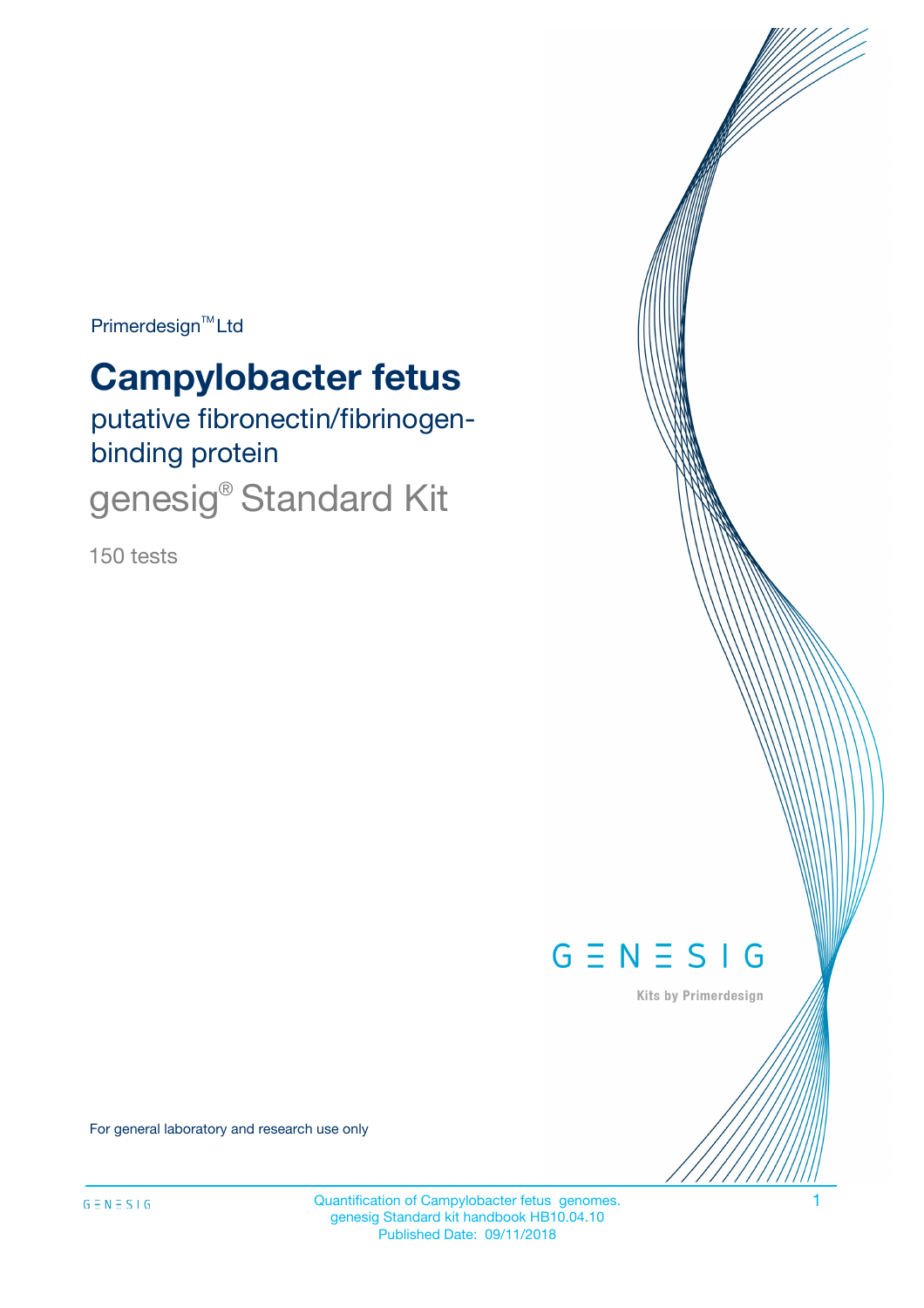Primerdesign™ Ltd

# Campylobacter fetus

## putative fibronectin/fibrinogen-binding protein

## genesig® Standard Kit

150 tests

GENESIG

Kits by Primerdesign

For general laboratory and research use only

Quantification of Campylobacter fetus genomes.
genesig Standard kit handbook HB10.04.10
Published Date: 09/11/2018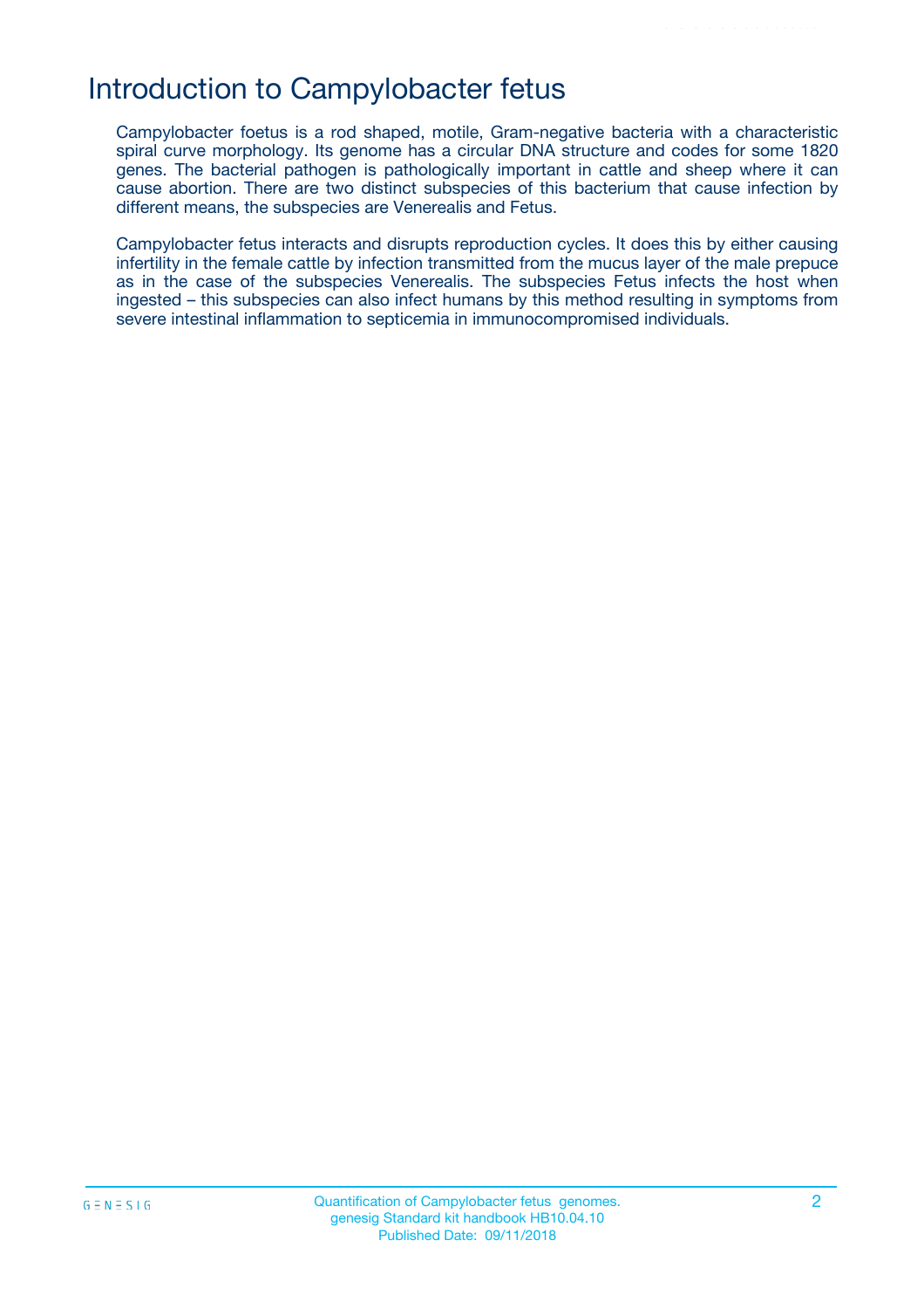# Introduction to Campylobacter fetus

Campylobacter foetus is a rod shaped, motile, Gram-negative bacteria with a characteristic spiral curve morphology. Its genome has a circular DNA structure and codes for some 1820 genes. The bacterial pathogen is pathologically important in cattle and sheep where it can cause abortion. There are two distinct subspecies of this bacterium that cause infection by different means, the subspecies are Venerealis and Fetus.

Campylobacter fetus interacts and disrupts reproduction cycles. It does this by either causing infertility in the female cattle by infection transmitted from the mucus layer of the male prepuce as in the case of the subspecies Venerealis. The subspecies Fetus infects the host when ingested – this subspecies can also infect humans by this method resulting in symptoms from severe intestinal inflammation to septicemia in immunocompromised individuals.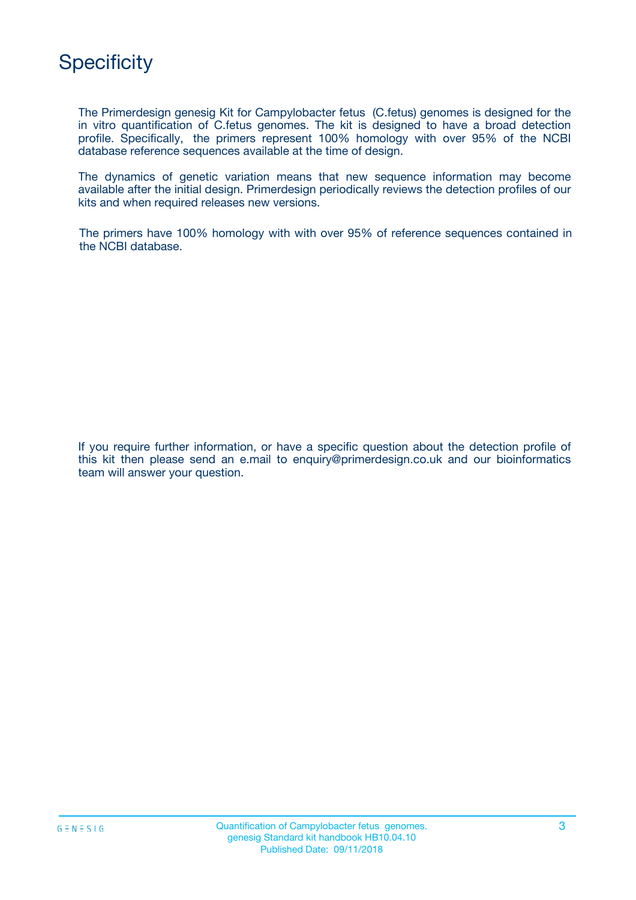# Specificity

The Primerdesign genesig Kit for Campylobacter fetus (C.fetus) genomes is designed for the in vitro quantification of C.fetus genomes. The kit is designed to have a broad detection profile. Specifically, the primers represent 100% homology with over 95% of the NCBI database reference sequences available at the time of design.

The dynamics of genetic variation means that new sequence information may become available after the initial design. Primerdesign periodically reviews the detection profiles of our kits and when required releases new versions.

The primers have 100% homology with with over 95% of reference sequences contained in the NCBI database.

If you require further information, or have a specific question about the detection profile of this kit then please send an e.mail to enquiry@primerdesign.co.uk and our bioinformatics team will answer your question.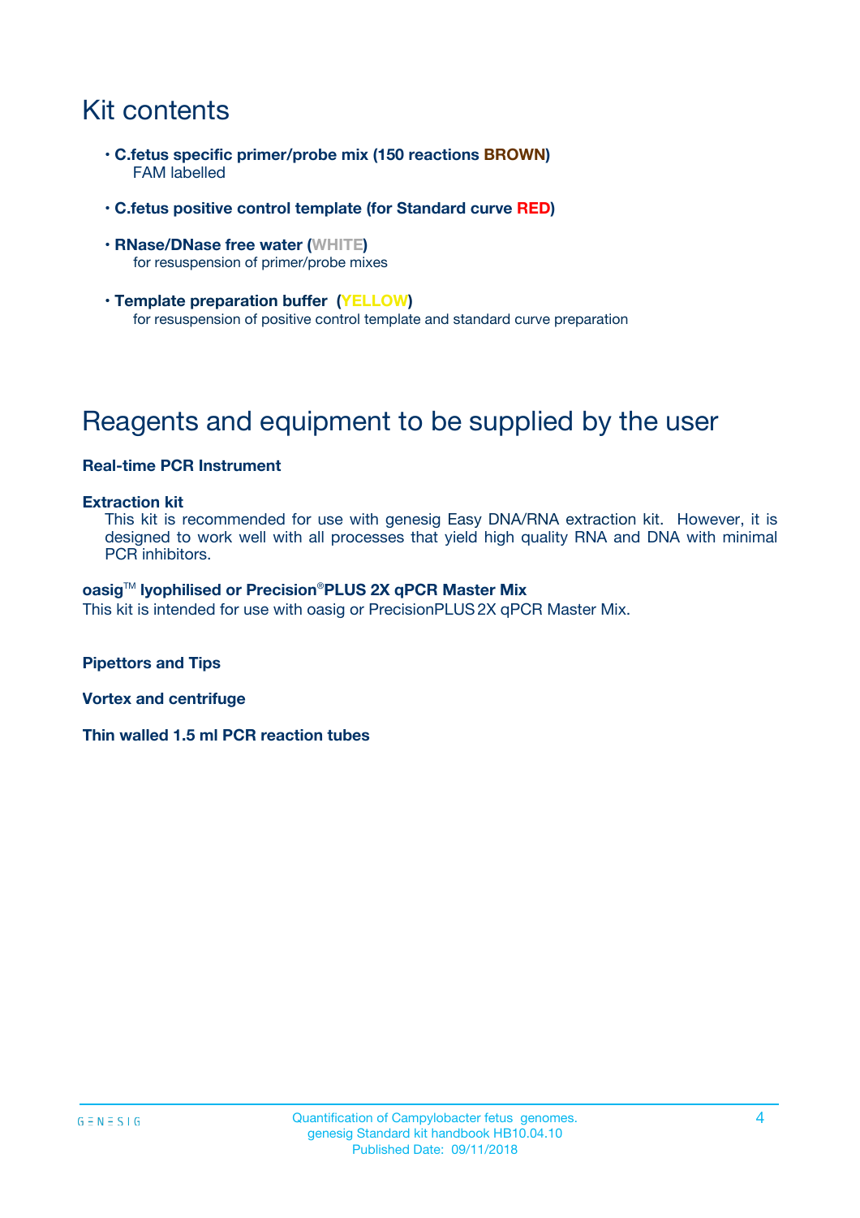# Kit contents

- **C.fetus specific primer/probe mix (150 reactions BROWN)**
  FAM labelled

- **C.fetus positive control template (for Standard curve RED)**

- **RNase/DNase free water (WHITE)**
  for resuspension of primer/probe mixes

- **Template preparation buffer (YELLOW)**
  for resuspension of positive control template and standard curve preparation

# Reagents and equipment to be supplied by the user

**Real-time PCR Instrument**

**Extraction kit**

This kit is recommended for use with genesig Easy DNA/RNA extraction kit. However, it is designed to work well with all processes that yield high quality RNA and DNA with minimal PCR inhibitors.

**oasig™ lyophilised or Precision®PLUS 2X qPCR Master Mix**

This kit is intended for use with oasig or PrecisionPLUS 2X qPCR Master Mix.

**Pipettors and Tips**

**Vortex and centrifuge**

**Thin walled 1.5 ml PCR reaction tubes**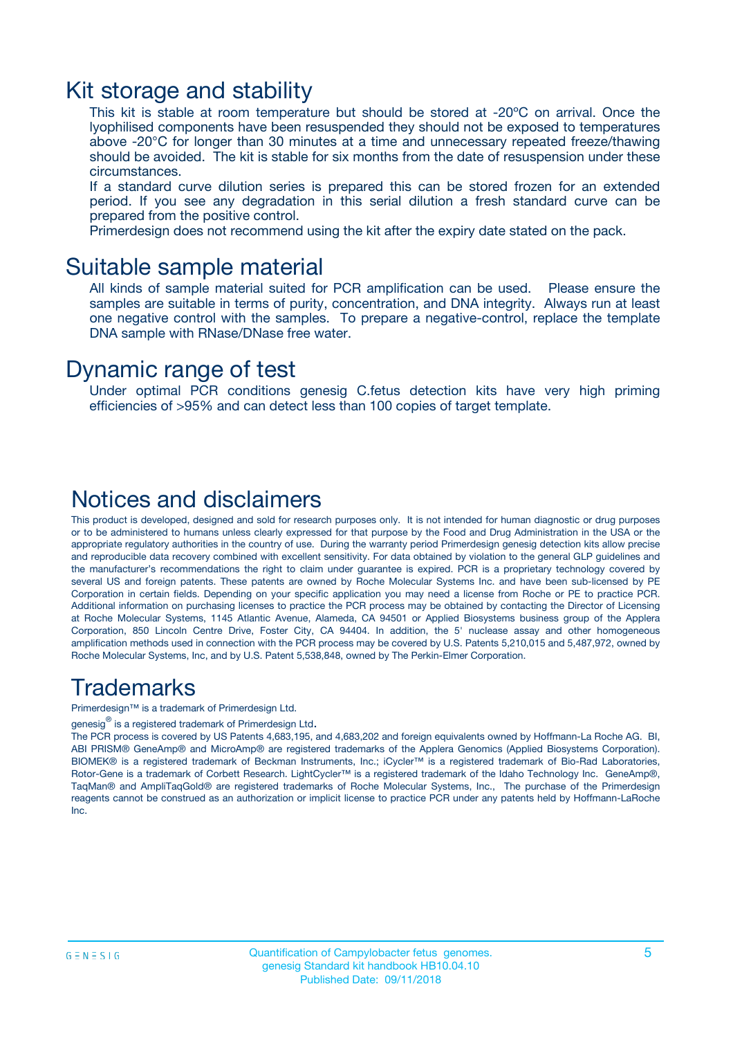# Kit storage and stability

This kit is stable at room temperature but should be stored at -20ºC on arrival. Once the lyophilised components have been resuspended they should not be exposed to temperatures above -20°C for longer than 30 minutes at a time and unnecessary repeated freeze/thawing should be avoided. The kit is stable for six months from the date of resuspension under these circumstances.

If a standard curve dilution series is prepared this can be stored frozen for an extended period. If you see any degradation in this serial dilution a fresh standard curve can be prepared from the positive control.

Primerdesign does not recommend using the kit after the expiry date stated on the pack.

# Suitable sample material

All kinds of sample material suited for PCR amplification can be used. Please ensure the samples are suitable in terms of purity, concentration, and DNA integrity. Always run at least one negative control with the samples. To prepare a negative-control, replace the template DNA sample with RNase/DNase free water.

# Dynamic range of test

Under optimal PCR conditions genesig C.fetus detection kits have very high priming efficiencies of >95% and can detect less than 100 copies of target template.

# Notices and disclaimers

This product is developed, designed and sold for research purposes only. It is not intended for human diagnostic or drug purposes or to be administered to humans unless clearly expressed for that purpose by the Food and Drug Administration in the USA or the appropriate regulatory authorities in the country of use. During the warranty period Primerdesign genesig detection kits allow precise and reproducible data recovery combined with excellent sensitivity. For data obtained by violation to the general GLP guidelines and the manufacturer's recommendations the right to claim under guarantee is expired. PCR is a proprietary technology covered by several US and foreign patents. These patents are owned by Roche Molecular Systems Inc. and have been sub-licensed by PE Corporation in certain fields. Depending on your specific application you may need a license from Roche or PE to practice PCR. Additional information on purchasing licenses to practice the PCR process may be obtained by contacting the Director of Licensing at Roche Molecular Systems, 1145 Atlantic Avenue, Alameda, CA 94501 or Applied Biosystems business group of the Applera Corporation, 850 Lincoln Centre Drive, Foster City, CA 94404. In addition, the 5' nuclease assay and other homogeneous amplification methods used in connection with the PCR process may be covered by U.S. Patents 5,210,015 and 5,487,972, owned by Roche Molecular Systems, Inc, and by U.S. Patent 5,538,848, owned by The Perkin-Elmer Corporation.

# Trademarks

Primerdesign™ is a trademark of Primerdesign Ltd.

genesig® is a registered trademark of Primerdesign Ltd.

The PCR process is covered by US Patents 4,683,195, and 4,683,202 and foreign equivalents owned by Hoffmann-La Roche AG. BI, ABI PRISM® GeneAmp® and MicroAmp® are registered trademarks of the Applera Genomics (Applied Biosystems Corporation). BIOMEK® is a registered trademark of Beckman Instruments, Inc.; iCycler™ is a registered trademark of Bio-Rad Laboratories, Rotor-Gene is a trademark of Corbett Research. LightCycler™ is a registered trademark of the Idaho Technology Inc. GeneAmp®, TaqMan® and AmpliTaqGold® are registered trademarks of Roche Molecular Systems, Inc., The purchase of the Primerdesign reagents cannot be construed as an authorization or implicit license to practice PCR under any patents held by Hoffmann-LaRoche Inc.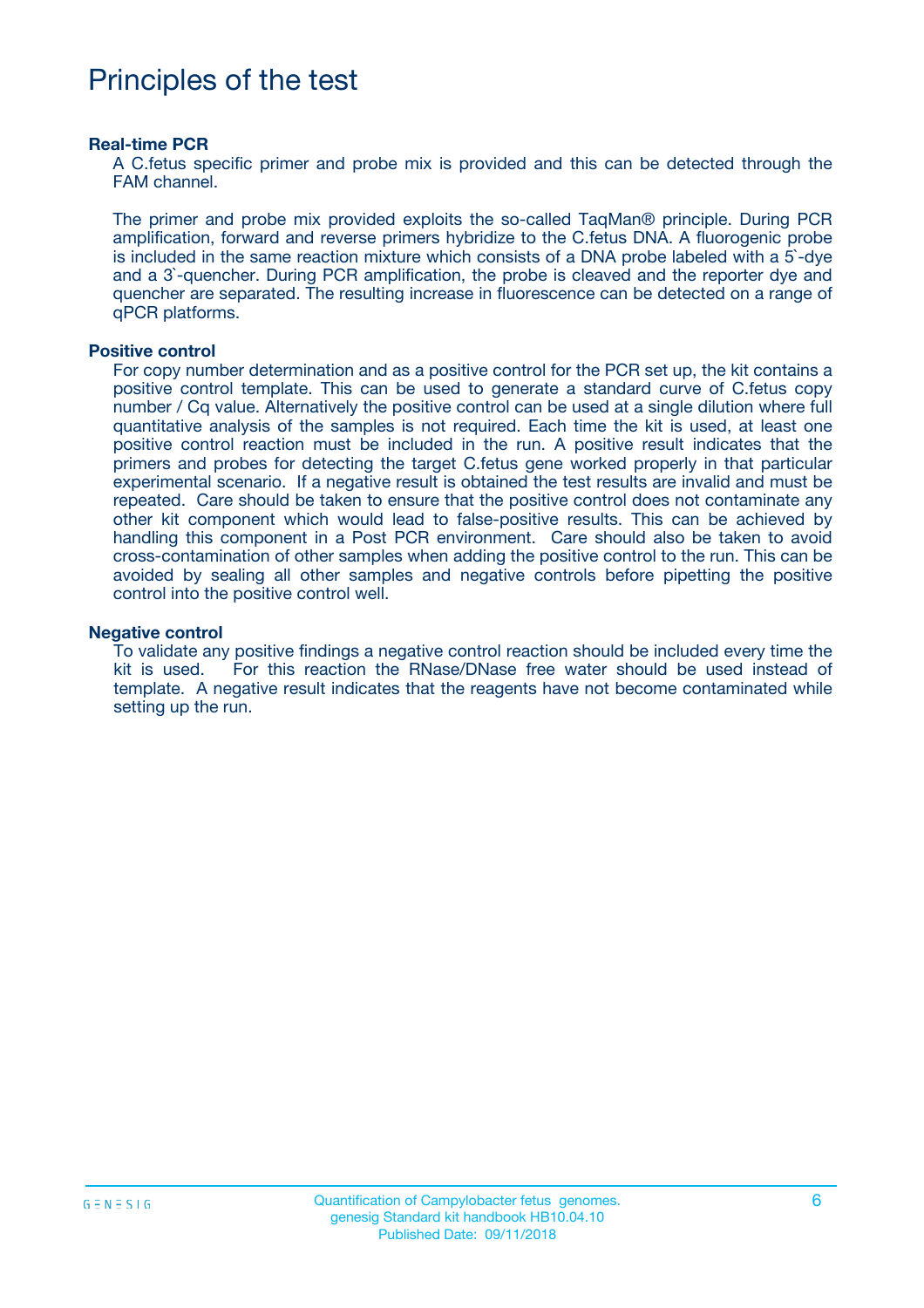# Principles of the test

### Real-time PCR

A C.fetus specific primer and probe mix is provided and this can be detected through the FAM channel.

The primer and probe mix provided exploits the so-called TaqMan® principle. During PCR amplification, forward and reverse primers hybridize to the C.fetus DNA. A fluorogenic probe is included in the same reaction mixture which consists of a DNA probe labeled with a 5`-dye and a 3`-quencher. During PCR amplification, the probe is cleaved and the reporter dye and quencher are separated. The resulting increase in fluorescence can be detected on a range of qPCR platforms.

### Positive control

For copy number determination and as a positive control for the PCR set up, the kit contains a positive control template. This can be used to generate a standard curve of C.fetus copy number / Cq value. Alternatively the positive control can be used at a single dilution where full quantitative analysis of the samples is not required. Each time the kit is used, at least one positive control reaction must be included in the run. A positive result indicates that the primers and probes for detecting the target C.fetus gene worked properly in that particular experimental scenario. If a negative result is obtained the test results are invalid and must be repeated. Care should be taken to ensure that the positive control does not contaminate any other kit component which would lead to false-positive results. This can be achieved by handling this component in a Post PCR environment. Care should also be taken to avoid cross-contamination of other samples when adding the positive control to the run. This can be avoided by sealing all other samples and negative controls before pipetting the positive control into the positive control well.

### Negative control

To validate any positive findings a negative control reaction should be included every time the kit is used. For this reaction the RNase/DNase free water should be used instead of template. A negative result indicates that the reagents have not become contaminated while setting up the run.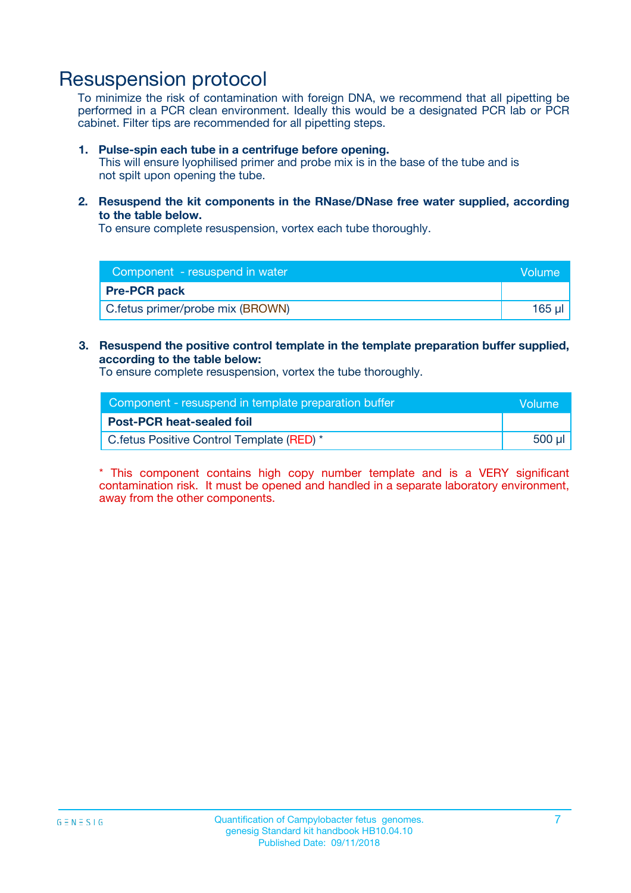# Resuspension protocol

To minimize the risk of contamination with foreign DNA, we recommend that all pipetting be performed in a PCR clean environment. Ideally this would be a designated PCR lab or PCR cabinet. Filter tips are recommended for all pipetting steps.

1. **Pulse-spin each tube in a centrifuge before opening.**
   This will ensure lyophilised primer and probe mix is in the base of the tube and is not spilt upon opening the tube.

2. **Resuspend the kit components in the RNase/DNase free water supplied, according to the table below.**
   To ensure complete resuspension, vortex each tube thoroughly.

| Component - resuspend in water | Volume |
| --- | --- |
| **Pre-PCR pack** | |
| C.fetus primer/probe mix (BROWN) | 165 µl |

3. **Resuspend the positive control template in the template preparation buffer supplied, according to the table below:**
   To ensure complete resuspension, vortex the tube thoroughly.

| Component - resuspend in template preparation buffer | Volume |
| --- | --- |
| **Post-PCR heat-sealed foil** | |
| C.fetus Positive Control Template (RED) * | 500 µl |

* This component contains high copy number template and is a VERY significant contamination risk. It must be opened and handled in a separate laboratory environment, away from the other components.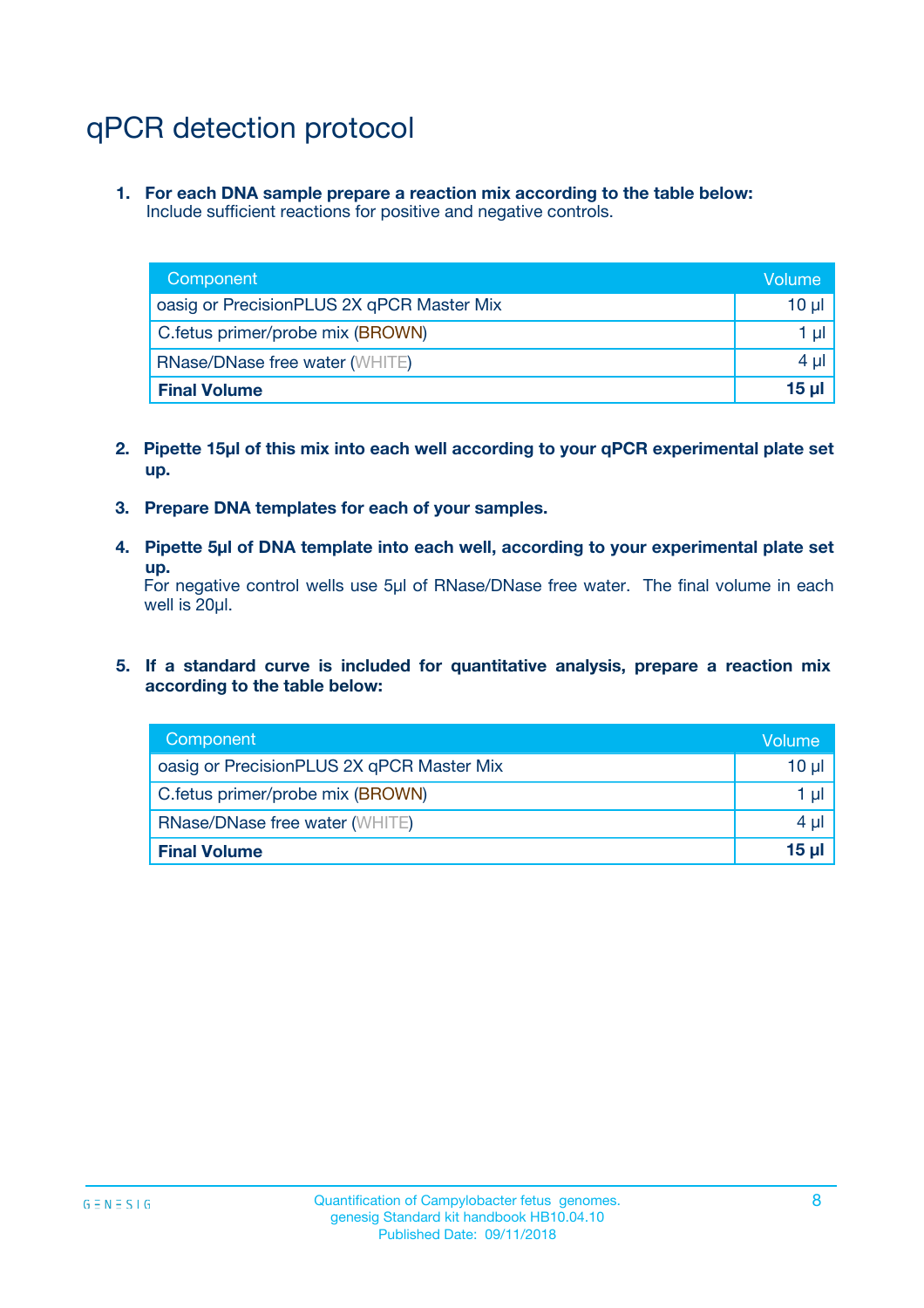# qPCR detection protocol

1. **For each DNA sample prepare a reaction mix according to the table below:**
   Include sufficient reactions for positive and negative controls.

| Component | Volume |
|---|---|
| oasig or PrecisionPLUS 2X qPCR Master Mix | 10 µl |
| C.fetus primer/probe mix (BROWN) | 1 µl |
| RNase/DNase free water (WHITE) | 4 µl |
| **Final Volume** | **15 µl** |

2. **Pipette 15µl of this mix into each well according to your qPCR experimental plate set up.**

3. **Prepare DNA templates for each of your samples.**

4. **Pipette 5µl of DNA template into each well, according to your experimental plate set up.**
   For negative control wells use 5µl of RNase/DNase free water. The final volume in each well is 20µl.

5. **If a standard curve is included for quantitative analysis, prepare a reaction mix according to the table below:**

| Component | Volume |
|---|---|
| oasig or PrecisionPLUS 2X qPCR Master Mix | 10 µl |
| C.fetus primer/probe mix (BROWN) | 1 µl |
| RNase/DNase free water (WHITE) | 4 µl |
| **Final Volume** | **15 µl** |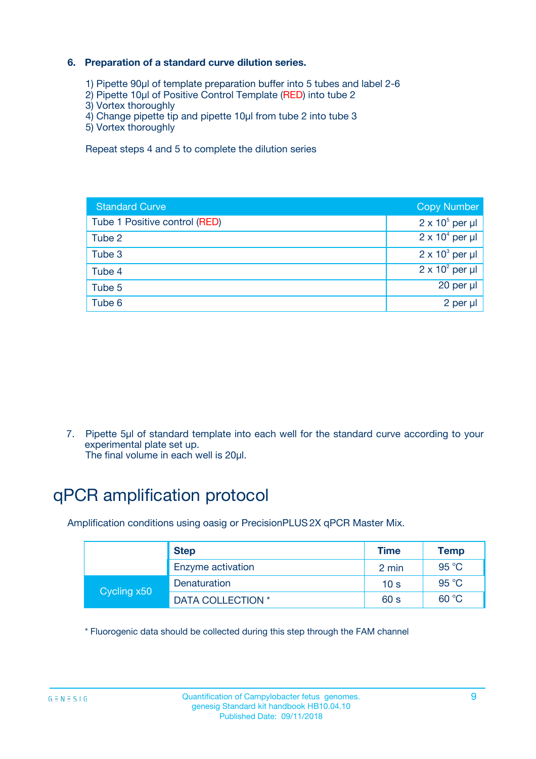## 6. Preparation of a standard curve dilution series.

1) Pipette 90µl of template preparation buffer into 5 tubes and label 2-6
2) Pipette 10µl of Positive Control Template (RED) into tube 2
3) Vortex thoroughly
4) Change pipette tip and pipette 10µl from tube 2 into tube 3
5) Vortex thoroughly

Repeat steps 4 and 5 to complete the dilution series

| Standard Curve | Copy Number |
|---|---|
| Tube 1 Positive control (RED) | $2 \times 10^5$ per µl |
| Tube 2 | $2 \times 10^4$ per µl |
| Tube 3 | $2 \times 10^3$ per µl |
| Tube 4 | $2 \times 10^2$ per µl |
| Tube 5 | 20 per µl |
| Tube 6 | 2 per µl |

7. Pipette 5µl of standard template into each well for the standard curve according to your experimental plate set up.
The final volume in each well is 20µl.

# qPCR amplification protocol

Amplification conditions using oasig or PrecisionPLUS 2X qPCR Master Mix.

| | Step | Time | Temp |
|---|---|---|---|
| | Enzyme activation | 2 min | 95 °C |
| Cycling x50 | Denaturation | 10 s | 95 °C |
| | DATA COLLECTION * | 60 s | 60 °C |

* Fluorogenic data should be collected during this step through the FAM channel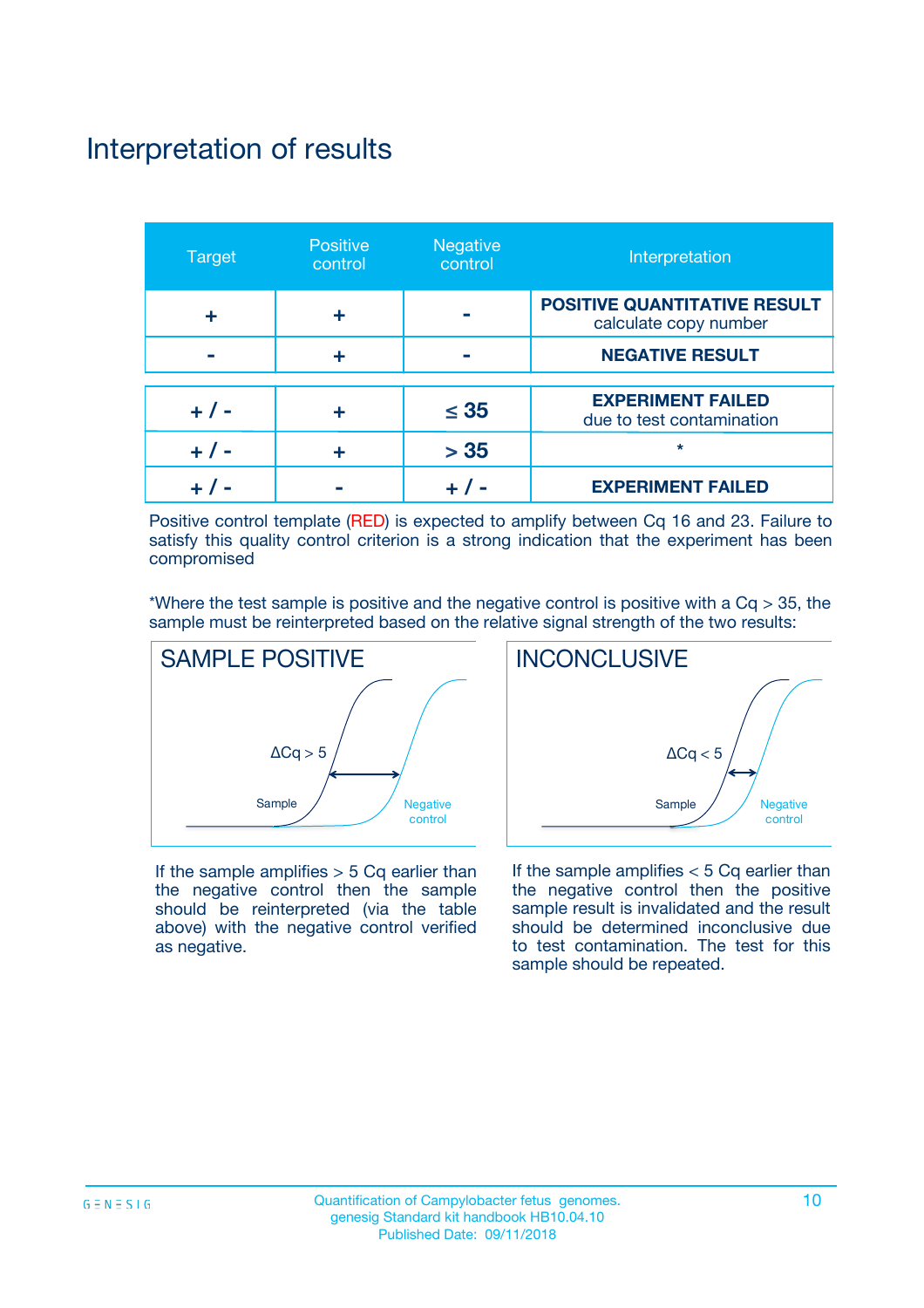# Interpretation of results

| Target | Positive control | Negative control | Interpretation |
|---|---|---|---|
| + | + | - | **POSITIVE QUANTITATIVE RESULT** calculate copy number |
| - | + | - | **NEGATIVE RESULT** |
| + / - | + | ≤ 35 | **EXPERIMENT FAILED** due to test contamination |
| + / - | + | > 35 | * |
| + / - | - | + / - | **EXPERIMENT FAILED** |

Positive control template (RED) is expected to amplify between Cq 16 and 23. Failure to satisfy this quality control criterion is a strong indication that the experiment has been compromised

*Where the test sample is positive and the negative control is positive with a Cq > 35, the sample must be reinterpreted based on the relative signal strength of the two results:

## SAMPLE POSITIVE

ΔCq > 5

Sample

Negative control

If the sample amplifies > 5 Cq earlier than the negative control then the sample should be reinterpreted (via the table above) with the negative control verified as negative.

## INCONCLUSIVE

ΔCq < 5

Sample

Negative control

If the sample amplifies < 5 Cq earlier than the negative control then the positive sample result is invalidated and the result should be determined inconclusive due to test contamination. The test for this sample should be repeated.